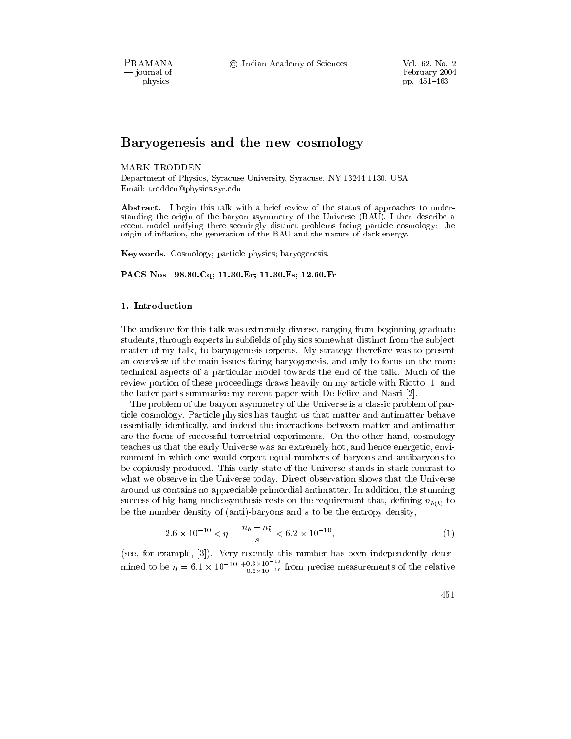# Baryogenesis and the new cosmology

MARK TRODDEN

Department of Physics, Syracuse University, Syracuse, NY 13244-1130, USA

Email: trodden@physics.syr.edu

**Abstract.** I begin this talk with a brief review of the status of approaches to understanding the origin of the baryon asymmetry of the Universe (BAU). I then describe a recent model unifying three seemingly distinct problems facing particle cosmology: the origin of inflation, the generation of the BAU and the nature of dark energy.

**Keywords.** Cosmology; particle physics; baryogenesis.

**PACS Nos 98.80.Cq; 11.30.Er; 11.30.Fs; 12.60.Fr**

## 1. Introduction

The audience for this talk was extremely diverse, ranging from beginning graduate students, through experts in subfields of physics somewhat distinct from the subject matter of my talk, to baryogenesis experts. My strategy therefore was to present an overview of the main issues facing baryogenesis, and only to focus on the more technical aspects of a particular model towards the end of the talk. Much of the review portion of these proceedings draws heavily on my article with Riotto [1] and the latter parts summarize my recent paper with De Felice and Nasri [2].

The problem of the baryon asymmetry of the Universe is a classic problem of particle cosmology. Particle physics has taught us that matter and antimatter behave essentially identically, and indeed the interactions between matter and antimatter are the focus of successful terrestrial experiments. On the other hand, cosmology teaches us that the early Universe was an extremely hot, and hence energetic, environment in which one would expect equal numbers of baryons and antibaryons to be copiously produced. This early state of the Universe stands in stark contrast to what we observe in the Universe today. Direct observation shows that the Universe around us contains no appreciable primordial antimatter. In addition, the stunning success of big bang nucleosynthesis rests on the requirement that, defining $n_{b(\bar{b})}$ to be the number density of (anti)-baryons and $s$ to be the entropy density,

$$2.6 \times 10^{-10} < \eta \equiv \frac{n_b - n_{\bar{b}}}{s} < 6.2 \times 10^{-10}, \tag{1}$$

(see, for example, [3]). Very recently this number has been independently determined to be $\eta = 6.1 \times 10^{-10} \, {}^{+0.3\times 10^{-10}}_{-0.2\times 10^{-10}}$ from precise measurements of the relative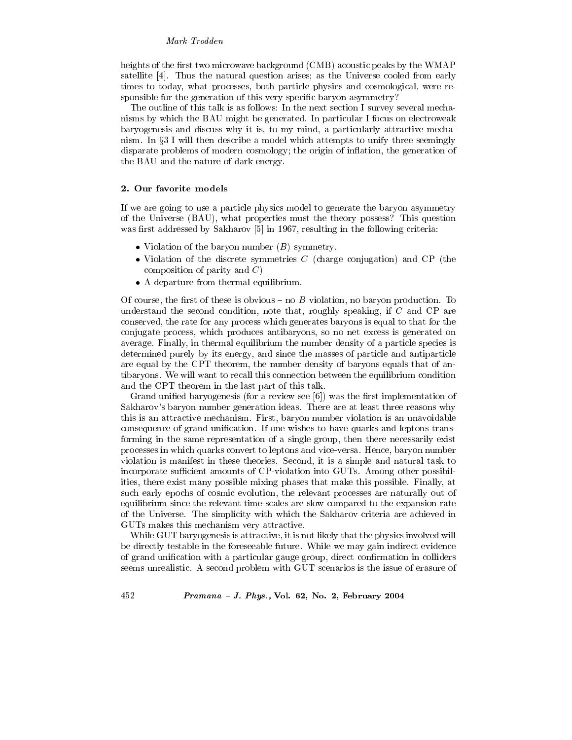heights of the first two microwave background (CMB) acoustic peaks by the WMAP satellite [4]. Thus the natural question arises; as the Universe cooled from early times to today, what processes, both particle physics and cosmological, were responsible for the generation of this very specific baryon asymmetry?

The outline of this talk is as follows: In the next section I survey several mechanisms by which the BAU might be generated. In particular I focus on electroweak baryogenesis and discuss why it is, to my mind, a particularly attractive mechanism. In §3 I will then describe a model which attempts to unify three seemingly disparate problems of modern cosmology; the origin of inflation, the generation of the BAU and the nature of dark energy.

## 2. Our favorite models

If we are going to use a particle physics model to generate the baryon asymmetry of the Universe (BAU), what properties must the theory possess? This question was first addressed by Sakharov [5] in 1967, resulting in the following criteria:

- Violation of the baryon number ($B$) symmetry.
- Violation of the discrete symmetries $C$ (charge conjugation) and CP (the composition of parity and $C$)
- A departure from thermal equilibrium.

Of course, the first of these is obvious – no $B$ violation, no baryon production. To understand the second condition, note that, roughly speaking, if $C$ and CP are conserved, the rate for any process which generates baryons is equal to that for the conjugate process, which produces antibaryons, so no net excess is generated on average. Finally, in thermal equilibrium the number density of a particle species is determined purely by its energy, and since the masses of particle and antiparticle are equal by the CPT theorem, the number density of baryons equals that of antibaryons. We will want to recall this connection between the equilibrium condition and the CPT theorem in the last part of this talk.

Grand unified baryogenesis (for a review see [6]) was the first implementation of Sakharov's baryon number generation ideas. There are at least three reasons why this is an attractive mechanism. First, baryon number violation is an unavoidable consequence of grand unification. If one wishes to have quarks and leptons transforming in the same representation of a single group, then there necessarily exist processes in which quarks convert to leptons and vice-versa. Hence, baryon number violation is manifest in these theories. Second, it is a simple and natural task to incorporate sufficient amounts of CP-violation into GUTs. Among other possibilities, there exist many possible mixing phases that make this possible. Finally, at such early epochs of cosmic evolution, the relevant processes are naturally out of equilibrium since the relevant time-scales are slow compared to the expansion rate of the Universe. The simplicity with which the Sakharov criteria are achieved in GUTs makes this mechanism very attractive.

While GUT baryogenesis is attractive, it is not likely that the physics involved will be directly testable in the foreseeable future. While we may gain indirect evidence of grand unification with a particular gauge group, direct confirmation in colliders seems unrealistic. A second problem with GUT scenarios is the issue of erasure of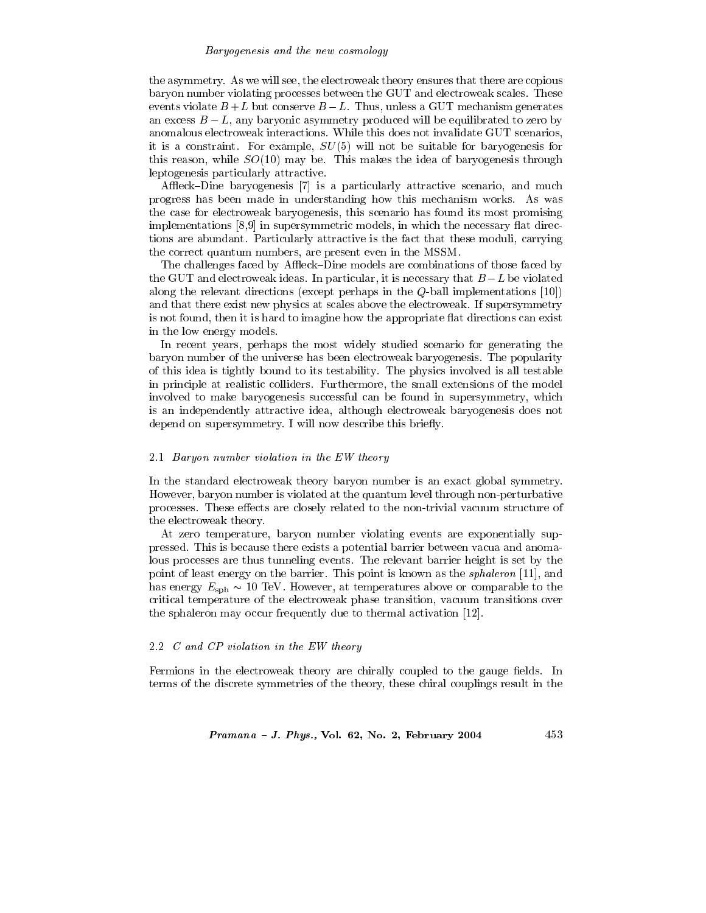the asymmetry. As we will see, the electroweak theory ensures that there are copious baryon number violating processes between the GUT and electroweak scales. These events violate $B+L$ but conserve $B-L$. Thus, unless a GUT mechanism generates an excess $B-L$, any baryonic asymmetry produced will be equilibrated to zero by anomalous electroweak interactions. While this does not invalidate GUT scenarios, it is a constraint. For example, $SU(5)$ will not be suitable for baryogenesis for this reason, while $SO(10)$ may be. This makes the idea of baryogenesis through leptogenesis particularly attractive.

Affleck–Dine baryogenesis [7] is a particularly attractive scenario, and much progress has been made in understanding how this mechanism works. As was the case for electroweak baryogenesis, this scenario has found its most promising implementations [8,9] in supersymmetric models, in which the necessary flat directions are abundant. Particularly attractive is the fact that these moduli, carrying the correct quantum numbers, are present even in the MSSM.

The challenges faced by Affleck–Dine models are combinations of those faced by the GUT and electroweak ideas. In particular, it is necessary that $B-L$ be violated along the relevant directions (except perhaps in the $Q$-ball implementations [10]) and that there exist new physics at scales above the electroweak. If supersymmetry is not found, then it is hard to imagine how the appropriate flat directions can exist in the low energy models.

In recent years, perhaps the most widely studied scenario for generating the baryon number of the universe has been electroweak baryogenesis. The popularity of this idea is tightly bound to its testability. The physics involved is all testable in principle at realistic colliders. Furthermore, the small extensions of the model involved to make baryogenesis successful can be found in supersymmetry, which is an independently attractive idea, although electroweak baryogenesis does not depend on supersymmetry. I will now describe this briefly.

### 2.1 *Baryon number violation in the EW theory*

In the standard electroweak theory baryon number is an exact global symmetry. However, baryon number is violated at the quantum level through non-perturbative processes. These effects are closely related to the non-trivial vacuum structure of the electroweak theory.

At zero temperature, baryon number violating events are exponentially suppressed. This is because there exists a potential barrier between vacua and anomalous processes are thus tunneling events. The relevant barrier height is set by the point of least energy on the barrier. This point is known as the *sphaleron* [11], and has energy $E_{\rm sph} \sim 10$ TeV. However, at temperatures above or comparable to the critical temperature of the electroweak phase transition, vacuum transitions over the sphaleron may occur frequently due to thermal activation [12].

### 2.2 *C and CP violation in the EW theory*

Fermions in the electroweak theory are chirally coupled to the gauge fields. In terms of the discrete symmetries of the theory, these chiral couplings result in the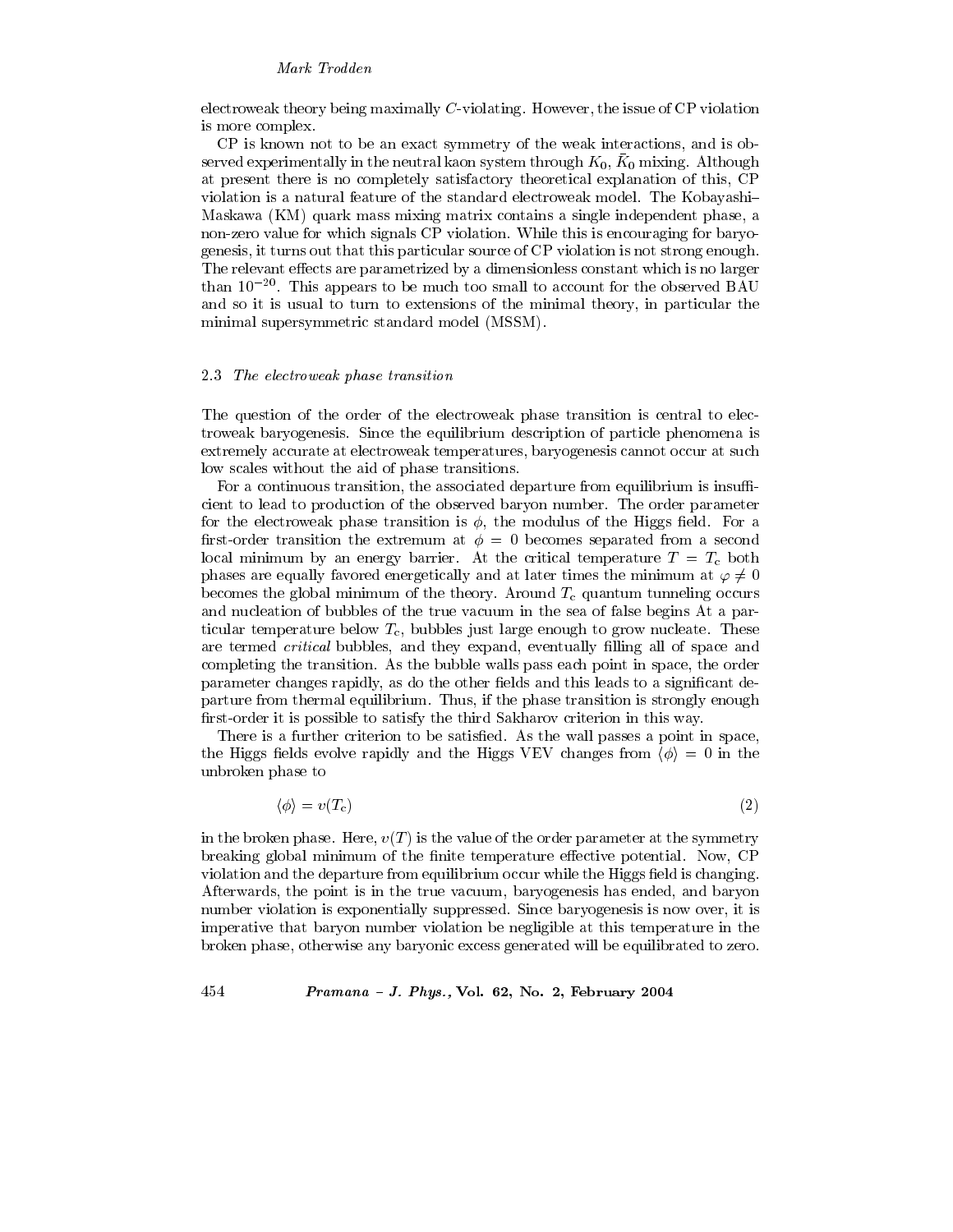electroweak theory being maximally $C$-violating. However, the issue of CP violation is more complex.

CP is known not to be an exact symmetry of the weak interactions, and is observed experimentally in the neutral kaon system through $K_0$, $\bar{K}_0$ mixing. Although at present there is no completely satisfactory theoretical explanation of this, CP violation is a natural feature of the standard electroweak model. The Kobayashi–Maskawa (KM) quark mass mixing matrix contains a single independent phase, a non-zero value for which signals CP violation. While this is encouraging for baryogenesis, it turns out that this particular source of CP violation is not strong enough. The relevant effects are parametrized by a dimensionless constant which is no larger than $10^{-20}$. This appears to be much too small to account for the observed BAU and so it is usual to turn to extensions of the minimal theory, in particular the minimal supersymmetric standard model (MSSM).

### 2.3 *The electroweak phase transition*

The question of the order of the electroweak phase transition is central to electroweak baryogenesis. Since the equilibrium description of particle phenomena is extremely accurate at electroweak temperatures, baryogenesis cannot occur at such low scales without the aid of phase transitions.

For a continuous transition, the associated departure from equilibrium is insufficient to lead to production of the observed baryon number. The order parameter for the electroweak phase transition is $\phi$, the modulus of the Higgs field. For a first-order transition the extremum at $\phi = 0$ becomes separated from a second local minimum by an energy barrier. At the critical temperature $T = T_c$ both phases are equally favored energetically and at later times the minimum at $\varphi \neq 0$ becomes the global minimum of the theory. Around $T_c$ quantum tunneling occurs and nucleation of bubbles of the true vacuum in the sea of false begins At a particular temperature below $T_c$, bubbles just large enough to grow nucleate. These are termed *critical* bubbles, and they expand, eventually filling all of space and completing the transition. As the bubble walls pass each point in space, the order parameter changes rapidly, as do the other fields and this leads to a significant departure from thermal equilibrium. Thus, if the phase transition is strongly enough first-order it is possible to satisfy the third Sakharov criterion in this way.

There is a further criterion to be satisfied. As the wall passes a point in space, the Higgs fields evolve rapidly and the Higgs VEV changes from $\langle \phi \rangle = 0$ in the unbroken phase to

$$\langle \phi \rangle = v(T_c) \tag{2}$$

in the broken phase. Here, $v(T)$ is the value of the order parameter at the symmetry breaking global minimum of the finite temperature effective potential. Now, CP violation and the departure from equilibrium occur while the Higgs field is changing. Afterwards, the point is in the true vacuum, baryogenesis has ended, and baryon number violation is exponentially suppressed. Since baryogenesis is now over, it is imperative that baryon number violation be negligible at this temperature in the broken phase, otherwise any baryonic excess generated will be equilibrated to zero.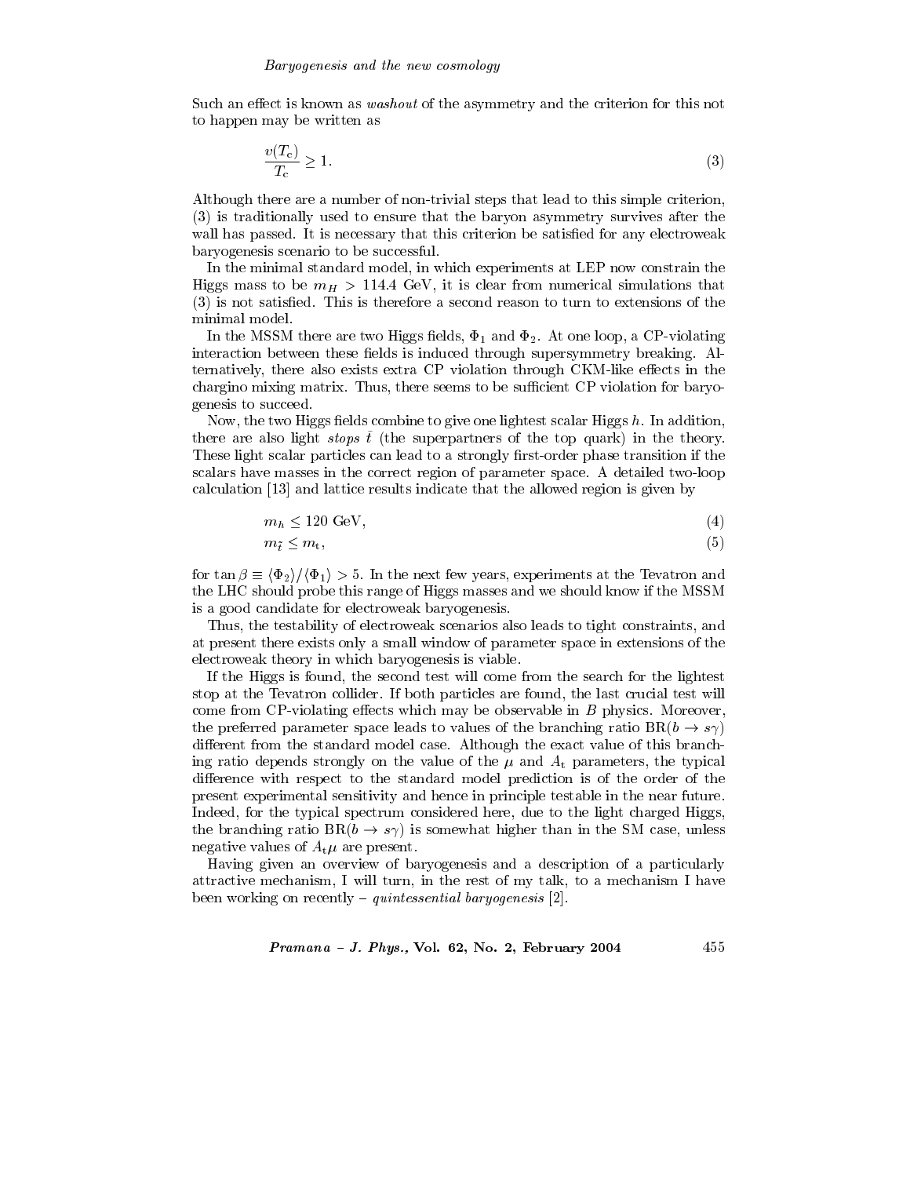Such an effect is known as *washout* of the asymmetry and the criterion for this not to happen may be written as

$$\frac{v(T_c)}{T_c} \geq 1. \tag{3}$$

Although there are a number of non-trivial steps that lead to this simple criterion, (3) is traditionally used to ensure that the baryon asymmetry survives after the wall has passed. It is necessary that this criterion be satisfied for any electroweak baryogenesis scenario to be successful.

In the minimal standard model, in which experiments at LEP now constrain the Higgs mass to be $m_H > 114.4$ GeV, it is clear from numerical simulations that (3) is not satisfied. This is therefore a second reason to turn to extensions of the minimal model.

In the MSSM there are two Higgs fields, $\Phi_1$ and $\Phi_2$. At one loop, a CP-violating interaction between these fields is induced through supersymmetry breaking. Alternatively, there also exists extra CP violation through CKM-like effects in the chargino mixing matrix. Thus, there seems to be sufficient CP violation for baryogenesis to succeed.

Now, the two Higgs fields combine to give one lightest scalar Higgs $h$. In addition, there are also light *stops* $\tilde{t}$ (the superpartners of the top quark) in the theory. These light scalar particles can lead to a strongly first-order phase transition if the scalars have masses in the correct region of parameter space. A detailed two-loop calculation [13] and lattice results indicate that the allowed region is given by

$$m_h \leq 120 \text{ GeV}, \tag{4}$$

$$m_{\tilde{t}} \leq m_{\mathrm{t}}, \tag{5}$$

for $\tan\beta \equiv \langle\Phi_2\rangle/\langle\Phi_1\rangle > 5$. In the next few years, experiments at the Tevatron and the LHC should probe this range of Higgs masses and we should know if the MSSM is a good candidate for electroweak baryogenesis.

Thus, the testability of electroweak scenarios also leads to tight constraints, and at present there exists only a small window of parameter space in extensions of the electroweak theory in which baryogenesis is viable.

If the Higgs is found, the second test will come from the search for the lightest stop at the Tevatron collider. If both particles are found, the last crucial test will come from CP-violating effects which may be observable in $B$ physics. Moreover, the preferred parameter space leads to values of the branching ratio $\mathrm{BR}(b \to s\gamma)$ different from the standard model case. Although the exact value of this branching ratio depends strongly on the value of the $\mu$ and $A_{\mathrm{t}}$ parameters, the typical difference with respect to the standard model prediction is of the order of the present experimental sensitivity and hence in principle testable in the near future. Indeed, for the typical spectrum considered here, due to the light charged Higgs, the branching ratio $\mathrm{BR}(b \to s\gamma)$ is somewhat higher than in the SM case, unless negative values of $A_{\mathrm{t}}\mu$ are present.

Having given an overview of baryogenesis and a description of a particularly attractive mechanism, I will turn, in the rest of my talk, to a mechanism I have been working on recently – *quintessential baryogenesis* [2].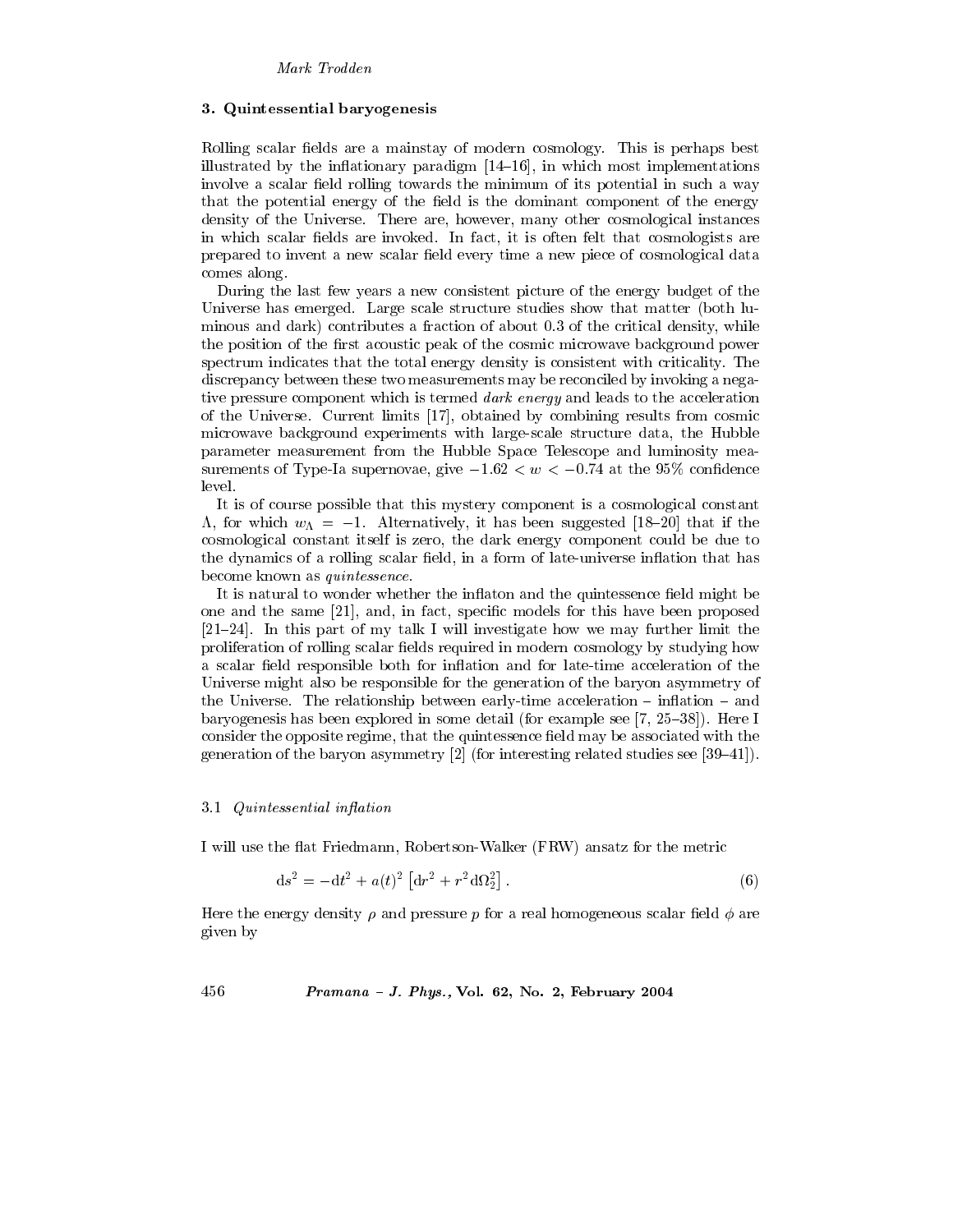## 3. Quintessential baryogenesis

Rolling scalar fields are a mainstay of modern cosmology. This is perhaps best illustrated by the inflationary paradigm [14–16], in which most implementations involve a scalar field rolling towards the minimum of its potential in such a way that the potential energy of the field is the dominant component of the energy density of the Universe. There are, however, many other cosmological instances in which scalar fields are invoked. In fact, it is often felt that cosmologists are prepared to invent a new scalar field every time a new piece of cosmological data comes along.

During the last few years a new consistent picture of the energy budget of the Universe has emerged. Large scale structure studies show that matter (both luminous and dark) contributes a fraction of about 0.3 of the critical density, while the position of the first acoustic peak of the cosmic microwave background power spectrum indicates that the total energy density is consistent with criticality. The discrepancy between these two measurements may be reconciled by invoking a negative pressure component which is termed *dark energy* and leads to the acceleration of the Universe. Current limits [17], obtained by combining results from cosmic microwave background experiments with large-scale structure data, the Hubble parameter measurement from the Hubble Space Telescope and luminosity measurements of Type-Ia supernovae, give $-1.62 < w < -0.74$ at the 95% confidence level.

It is of course possible that this mystery component is a cosmological constant $\Lambda$, for which $w_\Lambda = -1$. Alternatively, it has been suggested [18–20] that if the cosmological constant itself is zero, the dark energy component could be due to the dynamics of a rolling scalar field, in a form of late-universe inflation that has become known as *quintessence*.

It is natural to wonder whether the inflaton and the quintessence field might be one and the same [21], and, in fact, specific models for this have been proposed [21–24]. In this part of my talk I will investigate how we may further limit the proliferation of rolling scalar fields required in modern cosmology by studying how a scalar field responsible both for inflation and for late-time acceleration of the Universe might also be responsible for the generation of the baryon asymmetry of the Universe. The relationship between early-time acceleration – inflation – and baryogenesis has been explored in some detail (for example see [7, 25–38]). Here I consider the opposite regime, that the quintessence field may be associated with the generation of the baryon asymmetry [2] (for interesting related studies see [39–41]).

### 3.1 *Quintessential inflation*

I will use the flat Friedmann, Robertson-Walker (FRW) ansatz for the metric

$$\mathrm{d}s^2 = -\mathrm{d}t^2 + a(t)^2 \left[\mathrm{d}r^2 + r^2 \mathrm{d}\Omega_2^2\right] . \tag{6}$$

Here the energy density $\rho$ and pressure $p$ for a real homogeneous scalar field $\phi$ are given by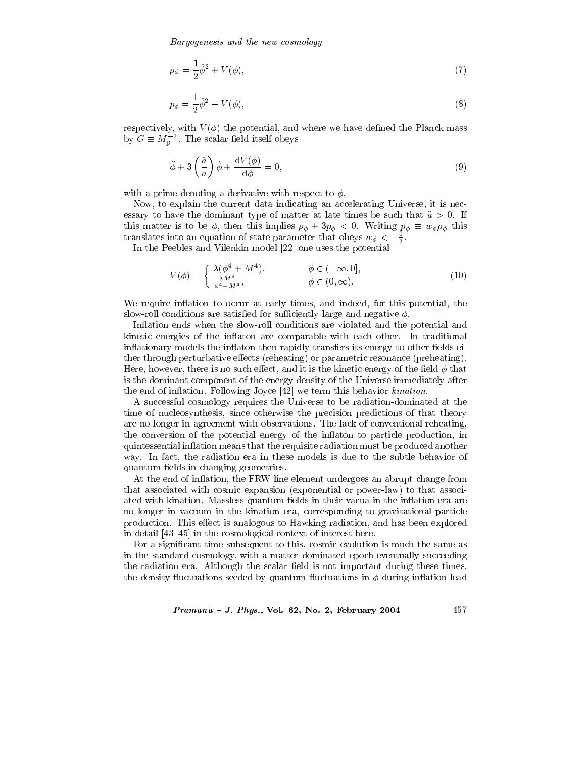$$\rho_\phi = \frac{1}{2}\dot{\phi}^2 + V(\phi), \tag{7}$$

$$p_\phi = \frac{1}{2}\dot{\phi}^2 - V(\phi), \tag{8}$$

respectively, with $V(\phi)$ the potential, and where we have defined the Planck mass by $G \equiv M_{\rm p}^{-2}$. The scalar field itself obeys

$$\ddot{\phi} + 3\left(\frac{\dot{a}}{a}\right)\dot{\phi} + \frac{{\rm d}V(\phi)}{{\rm d}\phi} = 0, \tag{9}$$

with a prime denoting a derivative with respect to $\phi$.

Now, to explain the current data indicating an accelerating Universe, it is necessary to have the dominant type of matter at late times be such that $\ddot{a} > 0$. If this matter is to be $\phi$, then this implies $\rho_\phi + 3p_\phi < 0$. Writing $p_\phi \equiv w_\phi \rho_\phi$ this translates into an equation of state parameter that obeys $w_\phi < -\frac{1}{3}$.

In the Peebles and Vilenkin model [22] one uses the potential

$$V(\phi) = \begin{cases} \lambda(\phi^4 + M^4), & \phi \in (-\infty, 0], \\ \frac{\lambda M^8}{\phi^4 + M^4}, & \phi \in (0, \infty). \end{cases} \tag{10}$$

We require inflation to occur at early times, and indeed, for this potential, the slow-roll conditions are satisfied for sufficiently large and negative $\phi$.

Inflation ends when the slow-roll conditions are violated and the potential and kinetic energies of the inflaton are comparable with each other. In traditional inflationary models the inflaton then rapidly transfers its energy to other fields either through perturbative effects (reheating) or parametric resonance (preheating). Here, however, there is no such effect, and it is the kinetic energy of the field $\phi$ that is the dominant component of the energy density of the Universe immediately after the end of inflation. Following Joyce [42] we term this behavior *kination*.

A successful cosmology requires the Universe to be radiation-dominated at the time of nucleosynthesis, since otherwise the precision predictions of that theory are no longer in agreement with observations. The lack of conventional reheating, the conversion of the potential energy of the inflaton to particle production, in quintessential inflation means that the requisite radiation must be produced another way. In fact, the radiation era in these models is due to the subtle behavior of quantum fields in changing geometries.

At the end of inflation, the FRW line element undergoes an abrupt change from that associated with cosmic expansion (exponential or power-law) to that associated with kination. Massless quantum fields in their vacua in the inflation era are no longer in vacuum in the kination era, corresponding to gravitational particle production. This effect is analogous to Hawking radiation, and has been explored in detail [43–45] in the cosmological context of interest here.

For a significant time subsequent to this, cosmic evolution is much the same as in the standard cosmology, with a matter dominated epoch eventually succeeding the radiation era. Although the scalar field is not important during these times, the density fluctuations seeded by quantum fluctuations in $\phi$ during inflation lead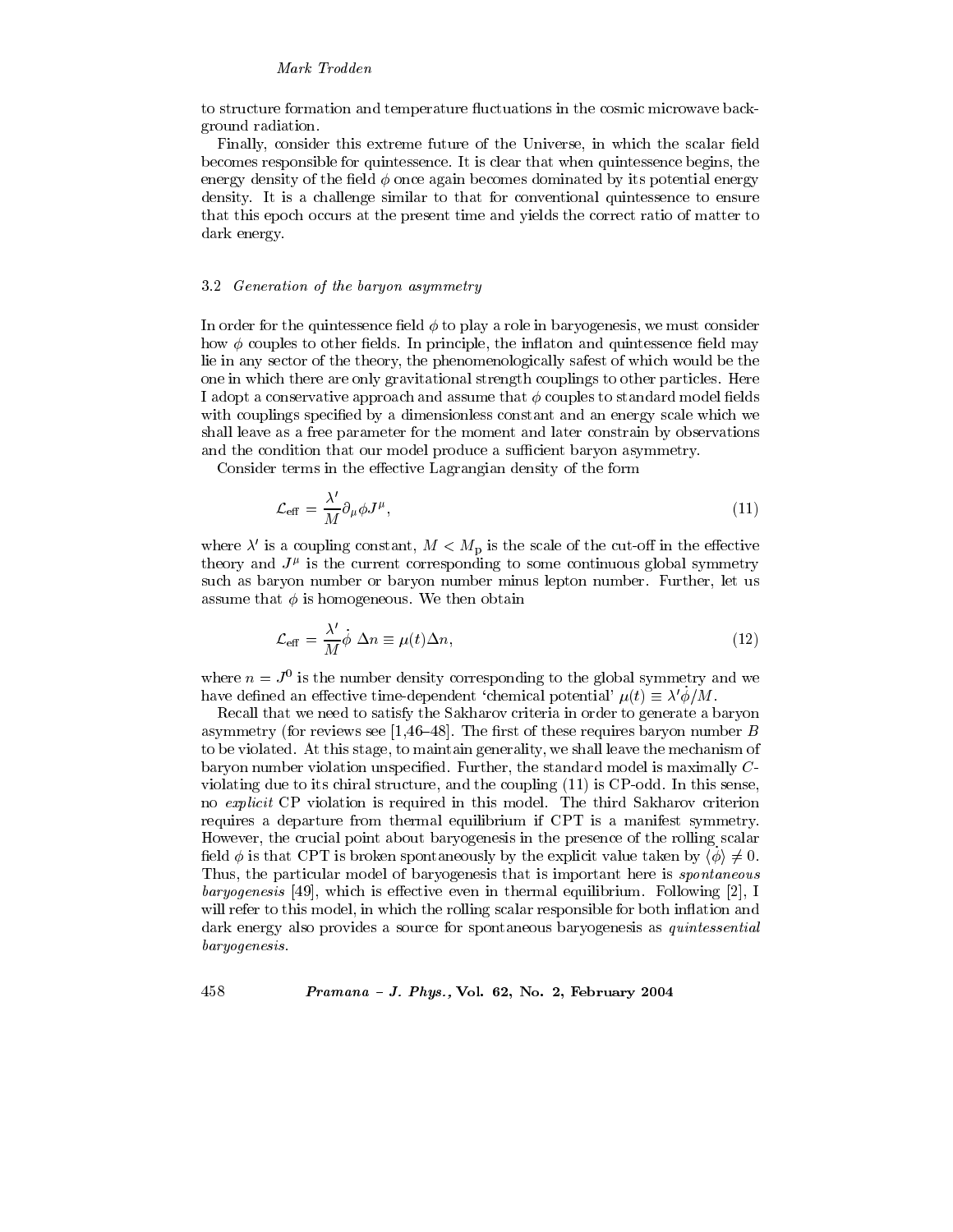to structure formation and temperature fluctuations in the cosmic microwave background radiation.

Finally, consider this extreme future of the Universe, in which the scalar field becomes responsible for quintessence. It is clear that when quintessence begins, the energy density of the field $\phi$ once again becomes dominated by its potential energy density. It is a challenge similar to that for conventional quintessence to ensure that this epoch occurs at the present time and yields the correct ratio of matter to dark energy.

### 3.2 *Generation of the baryon asymmetry*

In order for the quintessence field $\phi$ to play a role in baryogenesis, we must consider how $\phi$ couples to other fields. In principle, the inflaton and quintessence field may lie in any sector of the theory, the phenomenologically safest of which would be the one in which there are only gravitational strength couplings to other particles. Here I adopt a conservative approach and assume that $\phi$ couples to standard model fields with couplings specified by a dimensionless constant and an energy scale which we shall leave as a free parameter for the moment and later constrain by observations and the condition that our model produce a sufficient baryon asymmetry.

Consider terms in the effective Lagrangian density of the form

$$\mathcal{L}_{\text{eff}} = \frac{\lambda'}{M}\partial_\mu \phi J^\mu, \tag{11}$$

where $\lambda'$ is a coupling constant, $M < M_{\text{p}}$ is the scale of the cut-off in the effective theory and $J^\mu$ is the current corresponding to some continuous global symmetry such as baryon number or baryon number minus lepton number. Further, let us assume that $\phi$ is homogeneous. We then obtain

$$\mathcal{L}_{\text{eff}} = \frac{\lambda'}{M}\dot{\phi}\ \Delta n \equiv \mu(t)\Delta n, \tag{12}$$

where $n = J^0$ is the number density corresponding to the global symmetry and we have defined an effective time-dependent 'chemical potential' $\mu(t) \equiv \lambda'\dot{\phi}/M$.

Recall that we need to satisfy the Sakharov criteria in order to generate a baryon asymmetry (for reviews see [1,46–48]. The first of these requires baryon number $B$ to be violated. At this stage, to maintain generality, we shall leave the mechanism of baryon number violation unspecified. Further, the standard model is maximally $C$-violating due to its chiral structure, and the coupling (11) is CP-odd. In this sense, no *explicit* CP violation is required in this model. The third Sakharov criterion requires a departure from thermal equilibrium if CPT is a manifest symmetry. However, the crucial point about baryogenesis in the presence of the rolling scalar field $\phi$ is that CPT is broken spontaneously by the explicit value taken by $\langle\dot{\phi}\rangle \neq 0$. Thus, the particular model of baryogenesis that is important here is *spontaneous baryogenesis* [49], which is effective even in thermal equilibrium. Following [2], I will refer to this model, in which the rolling scalar responsible for both inflation and dark energy also provides a source for spontaneous baryogenesis as *quintessential baryogenesis*.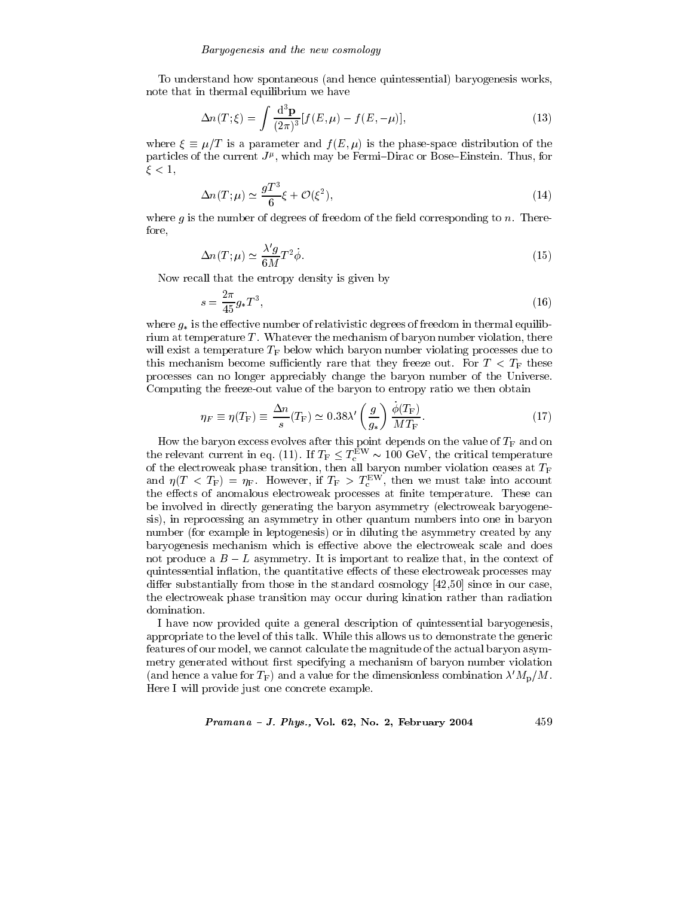To understand how spontaneous (and hence quintessential) baryogenesis works, note that in thermal equilibrium we have

$$\Delta n(T;\xi) = \int \frac{\mathrm{d}^3\mathbf{p}}{(2\pi)^3}[f(E,\mu) - f(E,-\mu)], \tag{13}$$

where $\xi \equiv \mu/T$ is a parameter and $f(E,\mu)$ is the phase-space distribution of the particles of the current $J^\mu$, which may be Fermi–Dirac or Bose–Einstein. Thus, for $\xi < 1$,

$$\Delta n(T;\mu) \simeq \frac{gT^3}{6}\xi + \mathcal{O}(\xi^2), \tag{14}$$

where $g$ is the number of degrees of freedom of the field corresponding to $n$. Therefore,

$$\Delta n(T;\mu) \simeq \frac{\lambda' g}{6M}T^2\dot{\phi}. \tag{15}$$

Now recall that the entropy density is given by

$$s = \frac{2\pi}{45}g_* T^3, \tag{16}$$

where $g_*$ is the effective number of relativistic degrees of freedom in thermal equilibrium at temperature $T$. Whatever the mechanism of baryon number violation, there will exist a temperature $T_{\mathrm{F}}$ below which baryon number violating processes due to this mechanism become sufficiently rare that they freeze out. For $T < T_{\mathrm{F}}$ these processes can no longer appreciably change the baryon number of the Universe. Computing the freeze-out value of the baryon to entropy ratio we then obtain

$$\eta_F \equiv \eta(T_{\mathrm{F}}) \equiv \frac{\Delta n}{s}(T_{\mathrm{F}}) \simeq 0.38\lambda' \left(\frac{g}{g_*}\right)\frac{\dot{\phi}(T_{\mathrm{F}})}{MT_{\mathrm{F}}}. \tag{17}$$

How the baryon excess evolves after this point depends on the value of $T_{\mathrm{F}}$ and on the relevant current in eq. (11). If $T_{\mathrm{F}} \leq T_{\mathrm{c}}^{\mathrm{EW}} \sim 100$ GeV, the critical temperature of the electroweak phase transition, then all baryon number violation ceases at $T_{\mathrm{F}}$ and $\eta(T < T_{\mathrm{F}}) = \eta_{\mathrm{F}}$. However, if $T_{\mathrm{F}} > T_{\mathrm{c}}^{\mathrm{EW}}$, then we must take into account the effects of anomalous electroweak processes at finite temperature. These can be involved in directly generating the baryon asymmetry (electroweak baryogenesis), in reprocessing an asymmetry in other quantum numbers into one in baryon number (for example in leptogenesis) or in diluting the asymmetry created by any baryogenesis mechanism which is effective above the electroweak scale and does not produce a $B - L$ asymmetry. It is important to realize that, in the context of quintessential inflation, the quantitative effects of these electroweak processes may differ substantially from those in the standard cosmology [42,50] since in our case, the electroweak phase transition may occur during kination rather than radiation domination.

I have now provided quite a general description of quintessential baryogenesis, appropriate to the level of this talk. While this allows us to demonstrate the generic features of our model, we cannot calculate the magnitude of the actual baryon asymmetry generated without first specifying a mechanism of baryon number violation (and hence a value for $T_{\mathrm{F}}$) and a value for the dimensionless combination $\lambda' M_{\mathrm{p}}/M$. Here I will provide just one concrete example.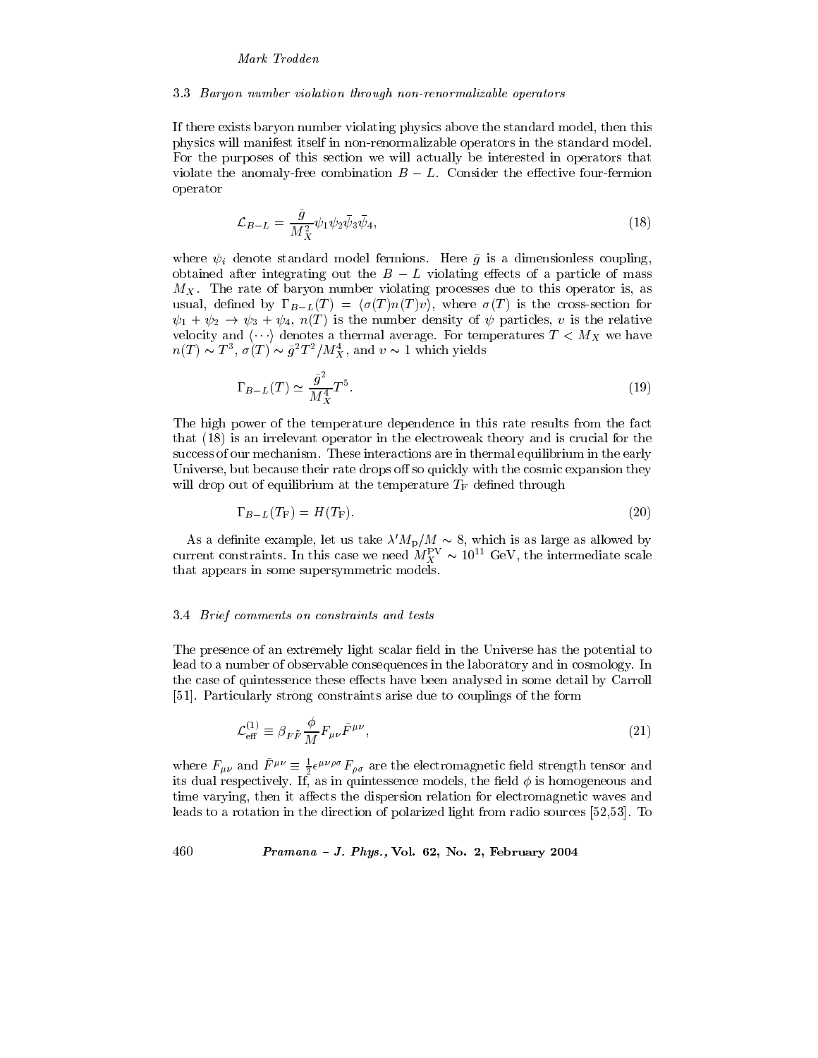### 3.3 *Baryon number violation through non-renormalizable operators*

If there exists baryon number violating physics above the standard model, then this physics will manifest itself in non-renormalizable operators in the standard model. For the purposes of this section we will actually be interested in operators that violate the anomaly-free combination $B-L$. Consider the effective four-fermion operator

$$\mathcal{L}_{B-L} = \frac{\bar{g}}{M_X^2}\psi_1\psi_2\bar{\psi}_3\bar{\psi}_4, \tag{18}$$

where $\psi_i$ denote standard model fermions. Here $\bar{g}$ is a dimensionless coupling, obtained after integrating out the $B-L$ violating effects of a particle of mass $M_X$. The rate of baryon number violating processes due to this operator is, as usual, defined by $\Gamma_{B-L}(T) = \langle \sigma(T) n(T) v \rangle$, where $\sigma(T)$ is the cross-section for $\psi_1 + \psi_2 \to \psi_3 + \psi_4$, $n(T)$ is the number density of $\psi$ particles, $v$ is the relative velocity and $\langle \cdots \rangle$ denotes a thermal average. For temperatures $T < M_X$ we have $n(T) \sim T^3$, $\sigma(T) \sim \bar{g}^2 T^2/M_X^4$, and $v \sim 1$ which yields

$$\Gamma_{B-L}(T) \simeq \frac{\bar{g}^2}{M_X^4}T^5. \tag{19}$$

The high power of the temperature dependence in this rate results from the fact that (18) is an irrelevant operator in the electroweak theory and is crucial for the success of our mechanism. These interactions are in thermal equilibrium in the early Universe, but because their rate drops off so quickly with the cosmic expansion they will drop out of equilibrium at the temperature $T_{\rm F}$ defined through

$$\Gamma_{B-L}(T_{\rm F}) = H(T_{\rm F}). \tag{20}$$

As a definite example, let us take $\lambda' M_{\rm p}/M \sim 8$, which is as large as allowed by current constraints. In this case we need $M_X^{\rm PV} \sim 10^{11}$ GeV, the intermediate scale that appears in some supersymmetric models.

### 3.4 *Brief comments on constraints and tests*

The presence of an extremely light scalar field in the Universe has the potential to lead to a number of observable consequences in the laboratory and in cosmology. In the case of quintessence these effects have been analysed in some detail by Carroll [51]. Particularly strong constraints arise due to couplings of the form

$$\mathcal{L}_{\rm eff}^{(1)} \equiv \beta_{F\tilde{F}}\frac{\phi}{M}F_{\mu\nu}\tilde{F}^{\mu\nu}, \tag{21}$$

where $F_{\mu\nu}$ and $\tilde{F}^{\mu\nu} \equiv \frac{1}{2}\epsilon^{\mu\nu\rho\sigma}F_{\rho\sigma}$ are the electromagnetic field strength tensor and its dual respectively. If, as in quintessence models, the field $\phi$ is homogeneous and time varying, then it affects the dispersion relation for electromagnetic waves and leads to a rotation in the direction of polarized light from radio sources [52,53]. To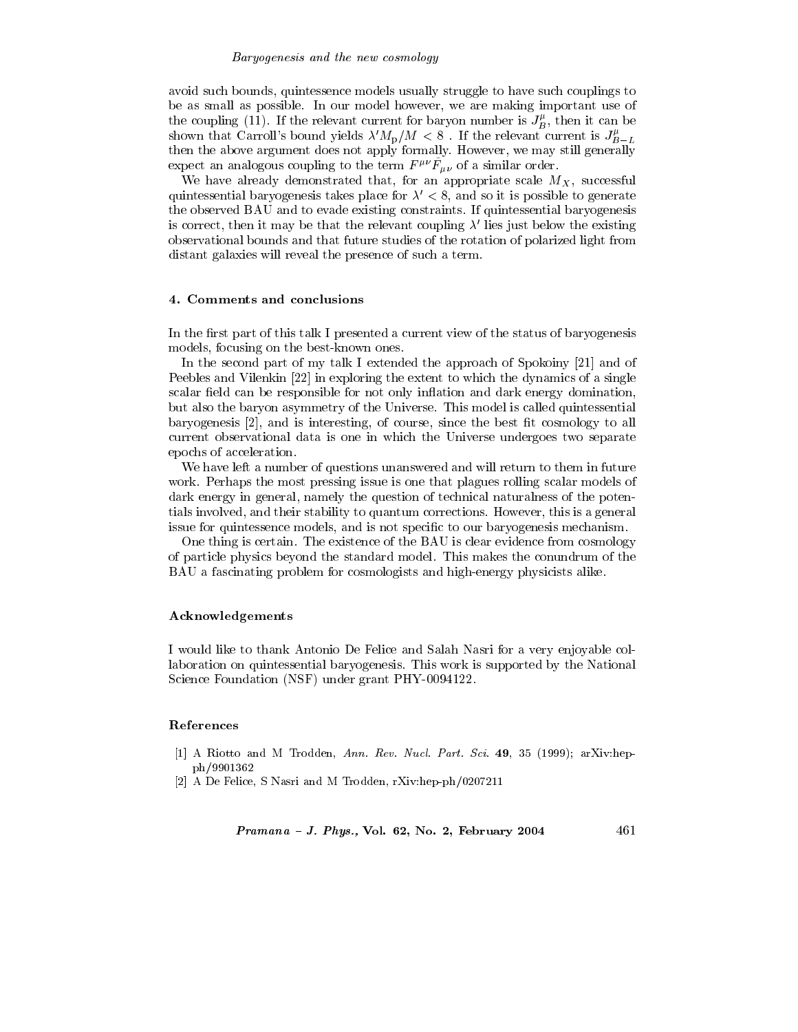avoid such bounds, quintessence models usually struggle to have such couplings to be as small as possible. In our model however, we are making important use of the coupling (11). If the relevant current for baryon number is $J_B^\mu$, then it can be shown that Carroll's bound yields $\lambda' M_\mathrm{p}/M < 8$ . If the relevant current is $J_{B-L}^\mu$ then the above argument does not apply formally. However, we may still generally expect an analogous coupling to the term $F^{\mu\nu}\tilde{F}_{\mu\nu}$ of a similar order.

We have already demonstrated that, for an appropriate scale $M_X$, successful quintessential baryogenesis takes place for $\lambda' < 8$, and so it is possible to generate the observed BAU and to evade existing constraints. If quintessential baryogenesis is correct, then it may be that the relevant coupling $\lambda'$ lies just below the existing observational bounds and that future studies of the rotation of polarized light from distant galaxies will reveal the presence of such a term.

## 4. Comments and conclusions

In the first part of this talk I presented a current view of the status of baryogenesis models, focusing on the best-known ones.

In the second part of my talk I extended the approach of Spokoiny [21] and of Peebles and Vilenkin [22] in exploring the extent to which the dynamics of a single scalar field can be responsible for not only inflation and dark energy domination, but also the baryon asymmetry of the Universe. This model is called quintessential baryogenesis [2], and is interesting, of course, since the best fit cosmology to all current observational data is one in which the Universe undergoes two separate epochs of acceleration.

We have left a number of questions unanswered and will return to them in future work. Perhaps the most pressing issue is one that plagues rolling scalar models of dark energy in general, namely the question of technical naturalness of the potentials involved, and their stability to quantum corrections. However, this is a general issue for quintessence models, and is not specific to our baryogenesis mechanism.

One thing is certain. The existence of the BAU is clear evidence from cosmology of particle physics beyond the standard model. This makes the conundrum of the BAU a fascinating problem for cosmologists and high-energy physicists alike.

## Acknowledgements

I would like to thank Antonio De Felice and Salah Nasri for a very enjoyable collaboration on quintessential baryogenesis. This work is supported by the National Science Foundation (NSF) under grant PHY-0094122.

## References

[1] A Riotto and M Trodden, *Ann. Rev. Nucl. Part. Sci.* **49**, 35 (1999); arXiv:hep-ph/9901362

[2] A De Felice, S Nasri and M Trodden, rXiv:hep-ph/0207211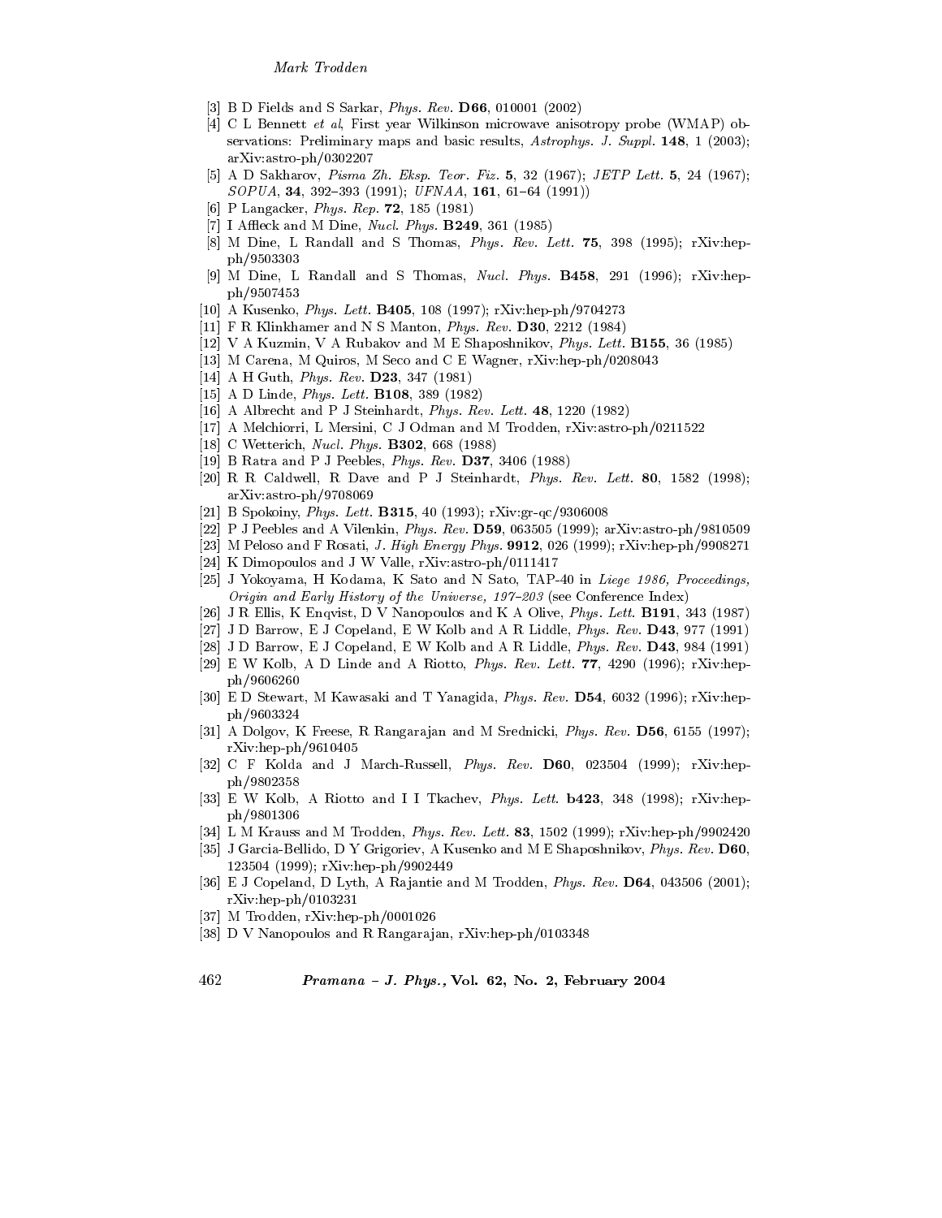[3] B D Fields and S Sarkar, *Phys. Rev.* **D66**, 010001 (2002)

[4] C L Bennett *et al*, First year Wilkinson microwave anisotropy probe (WMAP) observations: Preliminary maps and basic results, *Astrophys. J. Suppl.* **148**, 1 (2003); arXiv:astro-ph/0302207

[5] A D Sakharov, *Pisma Zh. Eksp. Teor. Fiz.* **5**, 32 (1967); *JETP Lett.* **5**, 24 (1967); *SOPUA*, **34**, 392–393 (1991); *UFNAA*, **161**, 61–64 (1991))

[6] P Langacker, *Phys. Rep.* **72**, 185 (1981)

[7] I Affleck and M Dine, *Nucl. Phys.* **B249**, 361 (1985)

[8] M Dine, L Randall and S Thomas, *Phys. Rev. Lett.* **75**, 398 (1995); rXiv:hep-ph/9503303

[9] M Dine, L Randall and S Thomas, *Nucl. Phys.* **B458**, 291 (1996); rXiv:hep-ph/9507453

[10] A Kusenko, *Phys. Lett.* **B405**, 108 (1997); rXiv:hep-ph/9704273

[11] F R Klinkhamer and N S Manton, *Phys. Rev.* **D30**, 2212 (1984)

[12] V A Kuzmin, V A Rubakov and M E Shaposhnikov, *Phys. Lett.* **B155**, 36 (1985)

[13] M Carena, M Quiros, M Seco and C E Wagner, rXiv:hep-ph/0208043

[14] A H Guth, *Phys. Rev.* **D23**, 347 (1981)

[15] A D Linde, *Phys. Lett.* **B108**, 389 (1982)

[16] A Albrecht and P J Steinhardt, *Phys. Rev. Lett.* **48**, 1220 (1982)

[17] A Melchiorri, L Mersini, C J Odman and M Trodden, rXiv:astro-ph/0211522

[18] C Wetterich, *Nucl. Phys.* **B302**, 668 (1988)

[19] B Ratra and P J Peebles, *Phys. Rev.* **D37**, 3406 (1988)

[20] R R Caldwell, R Dave and P J Steinhardt, *Phys. Rev. Lett.* **80**, 1582 (1998); arXiv:astro-ph/9708069

[21] B Spokoiny, *Phys. Lett.* **B315**, 40 (1993); rXiv:gr-qc/9306008

[22] P J Peebles and A Vilenkin, *Phys. Rev.* **D59**, 063505 (1999); arXiv:astro-ph/9810509

[23] M Peloso and F Rosati, *J. High Energy Phys.* **9912**, 026 (1999); rXiv:hep-ph/9908271

[24] K Dimopoulos and J W Valle, rXiv:astro-ph/0111417

[25] J Yokoyama, H Kodama, K Sato and N Sato, TAP-40 in *Liege 1986, Proceedings, Origin and Early History of the Universe, 197–203* (see Conference Index)

[26] J R Ellis, K Enqvist, D V Nanopoulos and K A Olive, *Phys. Lett.* **B191**, 343 (1987)

[27] J D Barrow, E J Copeland, E W Kolb and A R Liddle, *Phys. Rev.* **D43**, 977 (1991)

[28] J D Barrow, E J Copeland, E W Kolb and A R Liddle, *Phys. Rev.* **D43**, 984 (1991)

[29] E W Kolb, A D Linde and A Riotto, *Phys. Rev. Lett.* **77**, 4290 (1996); rXiv:hep-ph/9606260

[30] E D Stewart, M Kawasaki and T Yanagida, *Phys. Rev.* **D54**, 6032 (1996); rXiv:hep-ph/9603324

[31] A Dolgov, K Freese, R Rangarajan and M Srednicki, *Phys. Rev.* **D56**, 6155 (1997); rXiv:hep-ph/9610405

[32] C F Kolda and J March-Russell, *Phys. Rev.* **D60**, 023504 (1999); rXiv:hep-ph/9802358

[33] E W Kolb, A Riotto and I I Tkachev, *Phys. Lett.* **b423**, 348 (1998); rXiv:hep-ph/9801306

[34] L M Krauss and M Trodden, *Phys. Rev. Lett.* **83**, 1502 (1999); rXiv:hep-ph/9902420

[35] J Garcia-Bellido, D Y Grigoriev, A Kusenko and M E Shaposhnikov, *Phys. Rev.* **D60**, 123504 (1999); rXiv:hep-ph/9902449

[36] E J Copeland, D Lyth, A Rajantie and M Trodden, *Phys. Rev.* **D64**, 043506 (2001); rXiv:hep-ph/0103231

[37] M Trodden, rXiv:hep-ph/0001026

[38] D V Nanopoulos and R Rangarajan, rXiv:hep-ph/0103348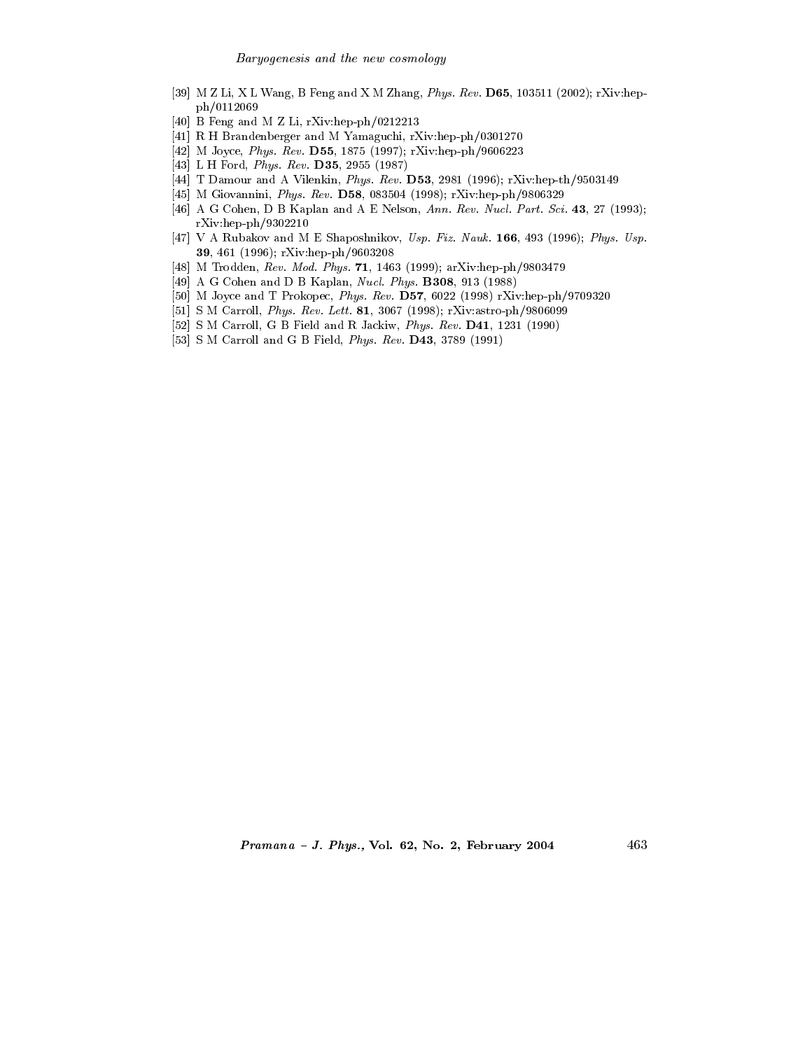[39] M Z Li, X L Wang, B Feng and X M Zhang, *Phys. Rev.* **D65**, 103511 (2002); rXiv:hep-ph/0112069

[40] B Feng and M Z Li, rXiv:hep-ph/0212213

[41] R H Brandenberger and M Yamaguchi, rXiv:hep-ph/0301270

[42] M Joyce, *Phys. Rev.* **D55**, 1875 (1997); rXiv:hep-ph/9606223

[43] L H Ford, *Phys. Rev.* **D35**, 2955 (1987)

[44] T Damour and A Vilenkin, *Phys. Rev.* **D53**, 2981 (1996); rXiv:hep-th/9503149

[45] M Giovannini, *Phys. Rev.* **D58**, 083504 (1998); rXiv:hep-ph/9806329

[46] A G Cohen, D B Kaplan and A E Nelson, *Ann. Rev. Nucl. Part. Sci.* **43**, 27 (1993); rXiv:hep-ph/9302210

[47] V A Rubakov and M E Shaposhnikov, *Usp. Fiz. Nauk.* **166**, 493 (1996); *Phys. Usp.* **39**, 461 (1996); rXiv:hep-ph/9603208

[48] M Trodden, *Rev. Mod. Phys.* **71**, 1463 (1999); arXiv:hep-ph/9803479

[49] A G Cohen and D B Kaplan, *Nucl. Phys.* **B308**, 913 (1988)

[50] M Joyce and T Prokopec, *Phys. Rev.* **D57**, 6022 (1998) rXiv:hep-ph/9709320

[51] S M Carroll, *Phys. Rev. Lett.* **81**, 3067 (1998); rXiv:astro-ph/9806099

[52] S M Carroll, G B Field and R Jackiw, *Phys. Rev.* **D41**, 1231 (1990)

[53] S M Carroll and G B Field, *Phys. Rev.* **D43**, 3789 (1991)